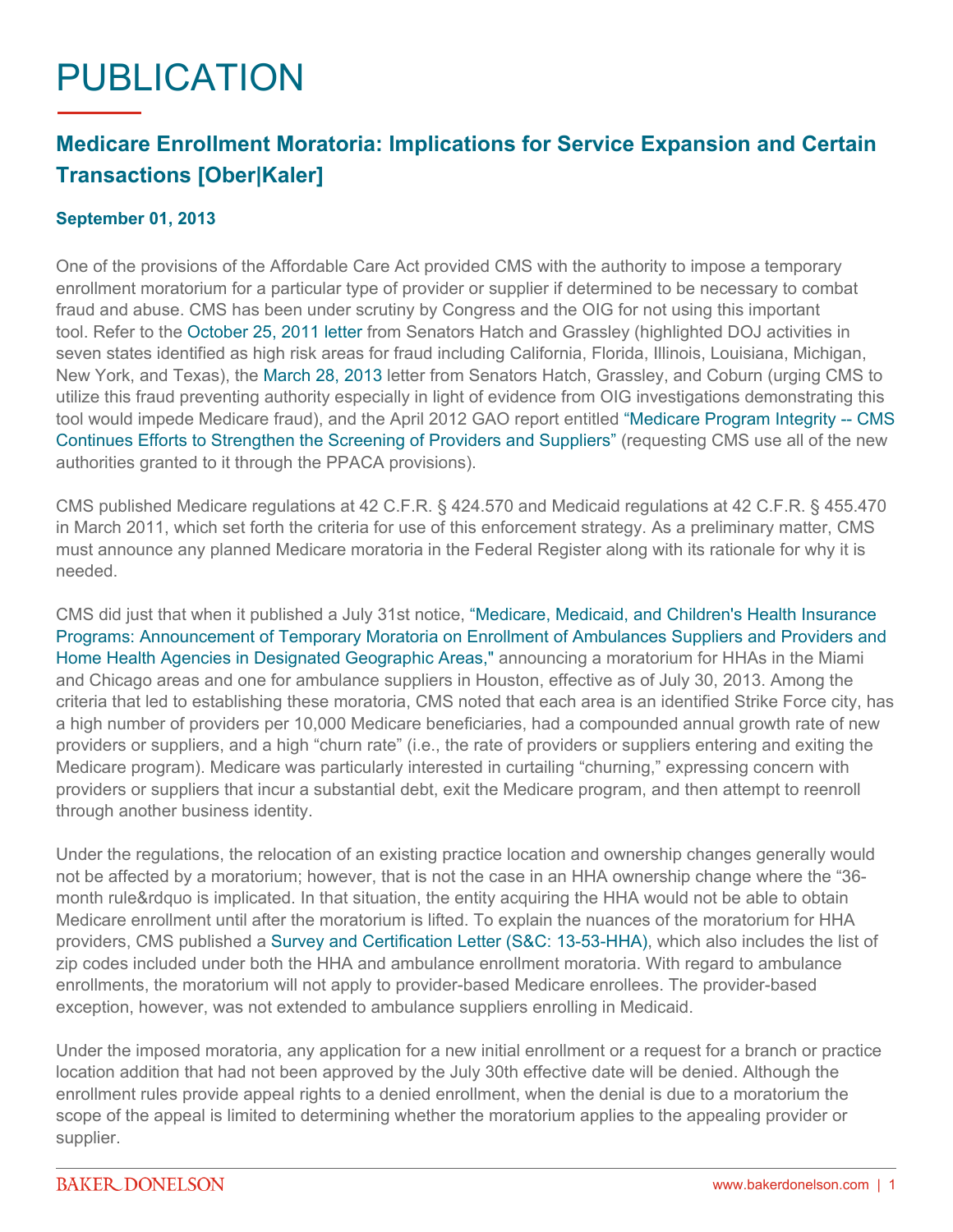# PUBLICATION

## Medicare Enrollment Moratoria: Implications for Service Expansion and Certain Transactions [Ober|Kaler]

**September 01, 2013**

One of the provisions of the Affordable Care Act provided CMS with the authority to impose a temporary enrollment moratorium for a particular type of provider or supplier if determined to be necessary to combat fraud and abuse. CMS has been under scrutiny by Congress and the OIG for not using this important tool. Refer to the October 25, 2011 letter from Senators Hatch and Grassley (highlighted DOJ activities in seven states identified as high risk areas for fraud including California, Florida, Illinois, Louisiana, Michigan, New York, and Texas), the March 28, 2013 letter from Senators Hatch, Grassley, and Coburn (urging CMS to utilize this fraud preventing authority especially in light of evidence from OIG investigations demonstrating this tool would impede Medicare fraud), and the April 2012 GAO report entitled "Medicare Program Integrity -- CMS Continues Efforts to Strengthen the Screening of Providers and Suppliers" (requesting CMS use all of the new authorities granted to it through the PPACA provisions).

CMS published Medicare regulations at 42 C.F.R. § 424.570 and Medicaid regulations at 42 C.F.R. § 455.470 in March 2011, which set forth the criteria for use of this enforcement strategy. As a preliminary matter, CMS must announce any planned Medicare moratoria in the Federal Register along with its rationale for why it is needed.

CMS did just that when it published a July 31st notice, "Medicare, Medicaid, and Children's Health Insurance Programs: Announcement of Temporary Moratoria on Enrollment of Ambulances Suppliers and Providers and Home Health Agencies in Designated Geographic Areas," announcing a moratorium for HHAs in the Miami and Chicago areas and one for ambulance suppliers in Houston, effective as of July 30, 2013. Among the criteria that led to establishing these moratoria, CMS noted that each area is an identified Strike Force city, has a high number of providers per 10,000 Medicare beneficiaries, had a compounded annual growth rate of new providers or suppliers, and a high "churn rate" (i.e., the rate of providers or suppliers entering and exiting the Medicare program). Medicare was particularly interested in curtailing "churning," expressing concern with providers or suppliers that incur a substantial debt, exit the Medicare program, and then attempt to reenroll through another business identity.

Under the regulations, the relocation of an existing practice location and ownership changes generally would not be affected by a moratorium; however, that is not the case in an HHA ownership change where the "36-month rule&rdquo is implicated. In that situation, the entity acquiring the HHA would not be able to obtain Medicare enrollment until after the moratorium is lifted. To explain the nuances of the moratorium for HHA providers, CMS published a Survey and Certification Letter (S&C: 13-53-HHA), which also includes the list of zip codes included under both the HHA and ambulance enrollment moratoria. With regard to ambulance enrollments, the moratorium will not apply to provider-based Medicare enrollees. The provider-based exception, however, was not extended to ambulance suppliers enrolling in Medicaid.

Under the imposed moratoria, any application for a new initial enrollment or a request for a branch or practice location addition that had not been approved by the July 30th effective date will be denied. Although the enrollment rules provide appeal rights to a denied enrollment, when the denial is due to a moratorium the scope of the appeal is limited to determining whether the moratorium applies to the appealing provider or supplier.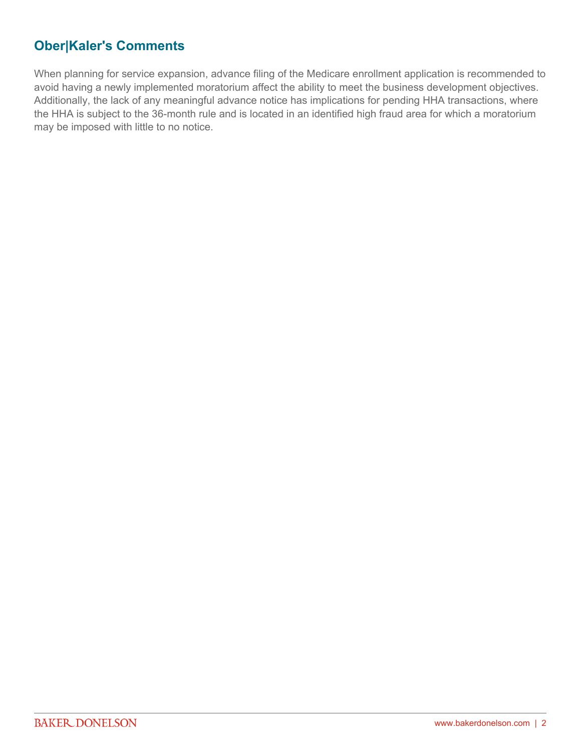## Ober|Kaler's Comments

When planning for service expansion, advance filing of the Medicare enrollment application is recommended to avoid having a newly implemented moratorium affect the ability to meet the business development objectives. Additionally, the lack of any meaningful advance notice has implications for pending HHA transactions, where the HHA is subject to the 36-month rule and is located in an identified high fraud area for which a moratorium may be imposed with little to no notice.